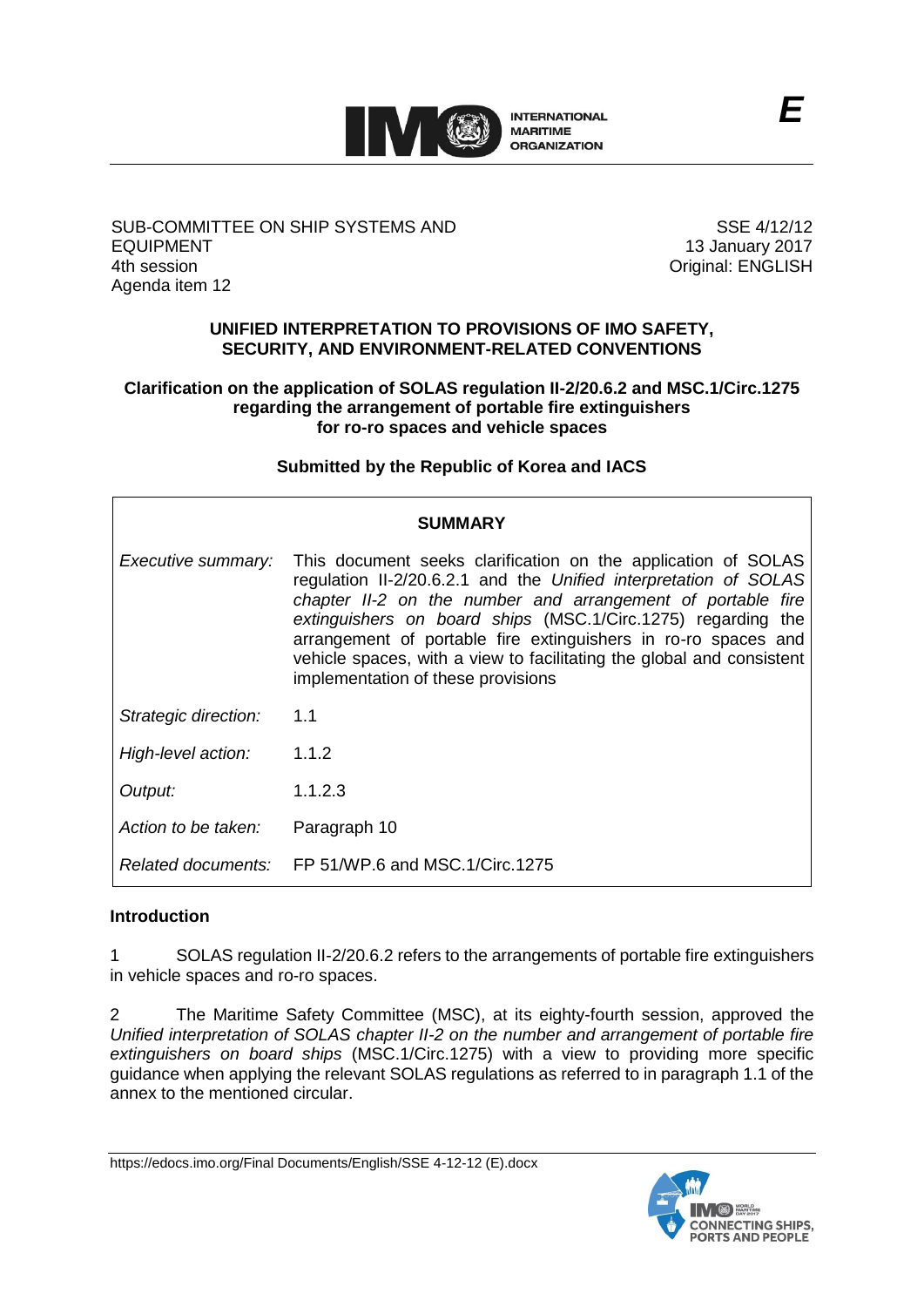E

SUB-COMMITTEE ON SHIP SYSTEMS AND EQUIPMENT
4th session
Agenda item 12

SSE 4/12/12
13 January 2017
Original: ENGLISH

**UNIFIED INTERPRETATION TO PROVISIONS OF IMO SAFETY, SECURITY, AND ENVIRONMENT-RELATED CONVENTIONS**

**Clarification on the application of SOLAS regulation II-2/20.6.2 and MSC.1/Circ.1275 regarding the arrangement of portable fire extinguishers for ro-ro spaces and vehicle spaces**

**Submitted by the Republic of Korea and IACS**

| **SUMMARY** | |
|---|---|
| *Executive summary:* | This document seeks clarification on the application of SOLAS regulation II-2/20.6.2.1 and the *Unified interpretation of SOLAS chapter II-2 on the number and arrangement of portable fire extinguishers on board ships* (MSC.1/Circ.1275) regarding the arrangement of portable fire extinguishers in ro-ro spaces and vehicle spaces, with a view to facilitating the global and consistent implementation of these provisions |
| *Strategic direction:* | 1.1 |
| *High-level action:* | 1.1.2 |
| *Output:* | 1.1.2.3 |
| *Action to be taken:* | Paragraph 10 |
| *Related documents:* | FP 51/WP.6 and MSC.1/Circ.1275 |

**Introduction**

1 SOLAS regulation II-2/20.6.2 refers to the arrangements of portable fire extinguishers in vehicle spaces and ro-ro spaces.

2 The Maritime Safety Committee (MSC), at its eighty-fourth session, approved the *Unified interpretation of SOLAS chapter II-2 on the number and arrangement of portable fire extinguishers on board ships* (MSC.1/Circ.1275) with a view to providing more specific guidance when applying the relevant SOLAS regulations as referred to in paragraph 1.1 of the annex to the mentioned circular.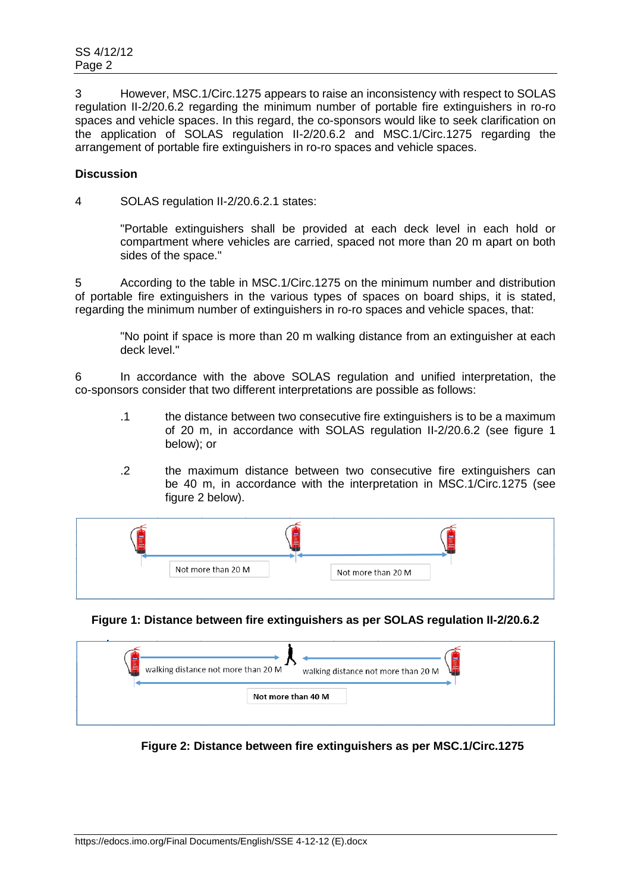3 However, MSC.1/Circ.1275 appears to raise an inconsistency with respect to SOLAS regulation II-2/20.6.2 regarding the minimum number of portable fire extinguishers in ro-ro spaces and vehicle spaces. In this regard, the co-sponsors would like to seek clarification on the application of SOLAS regulation II-2/20.6.2 and MSC.1/Circ.1275 regarding the arrangement of portable fire extinguishers in ro-ro spaces and vehicle spaces.

**Discussion**

4 SOLAS regulation II-2/20.6.2.1 states:

> "Portable extinguishers shall be provided at each deck level in each hold or compartment where vehicles are carried, spaced not more than 20 m apart on both sides of the space."

5 According to the table in MSC.1/Circ.1275 on the minimum number and distribution of portable fire extinguishers in the various types of spaces on board ships, it is stated, regarding the minimum number of extinguishers in ro-ro spaces and vehicle spaces, that:

> "No point if space is more than 20 m walking distance from an extinguisher at each deck level."

6 In accordance with the above SOLAS regulation and unified interpretation, the co-sponsors consider that two different interpretations are possible as follows:

.1 the distance between two consecutive fire extinguishers is to be a maximum of 20 m, in accordance with SOLAS regulation II-2/20.6.2 (see figure 1 below); or

.2 the maximum distance between two consecutive fire extinguishers can be 40 m, in accordance with the interpretation in MSC.1/Circ.1275 (see figure 2 below).

Not more than 20 M | Not more than 20 M

**Figure 1: Distance between fire extinguishers as per SOLAS regulation II-2/20.6.2**

walking distance not more than 20 M | walking distance not more than 20 M

**Not more than 40 M**

**Figure 2: Distance between fire extinguishers as per MSC.1/Circ.1275**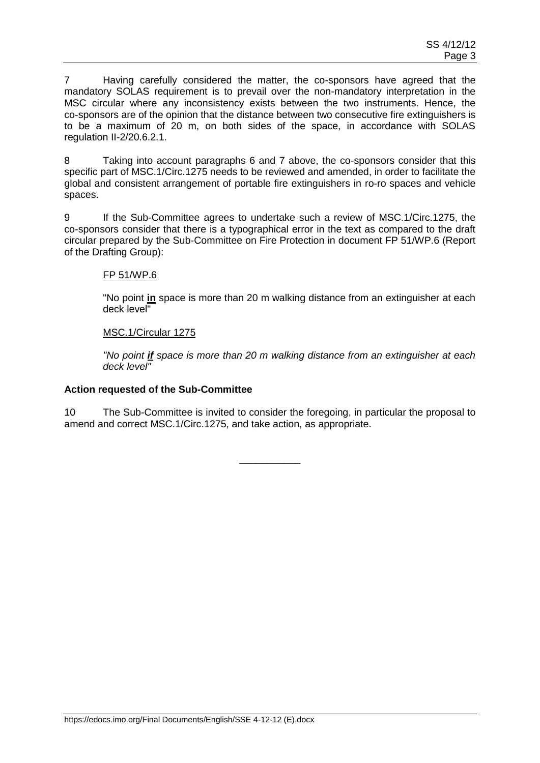7 Having carefully considered the matter, the co-sponsors have agreed that the mandatory SOLAS requirement is to prevail over the non-mandatory interpretation in the MSC circular where any inconsistency exists between the two instruments. Hence, the co-sponsors are of the opinion that the distance between two consecutive fire extinguishers is to be a maximum of 20 m, on both sides of the space, in accordance with SOLAS regulation II-2/20.6.2.1.

8 Taking into account paragraphs 6 and 7 above, the co-sponsors consider that this specific part of MSC.1/Circ.1275 needs to be reviewed and amended, in order to facilitate the global and consistent arrangement of portable fire extinguishers in ro-ro spaces and vehicle spaces.

9 If the Sub-Committee agrees to undertake such a review of MSC.1/Circ.1275, the co-sponsors consider that there is a typographical error in the text as compared to the draft circular prepared by the Sub-Committee on Fire Protection in document FP 51/WP.6 (Report of the Drafting Group):

> FP 51/WP.6
>
> "No point **in** space is more than 20 m walking distance from an extinguisher at each deck level"
>
> MSC.1/Circular 1275
>
> *"No point **if** space is more than 20 m walking distance from an extinguisher at each deck level"*

**Action requested of the Sub-Committee**

10 The Sub-Committee is invited to consider the foregoing, in particular the proposal to amend and correct MSC.1/Circ.1275, and take action, as appropriate.

___________